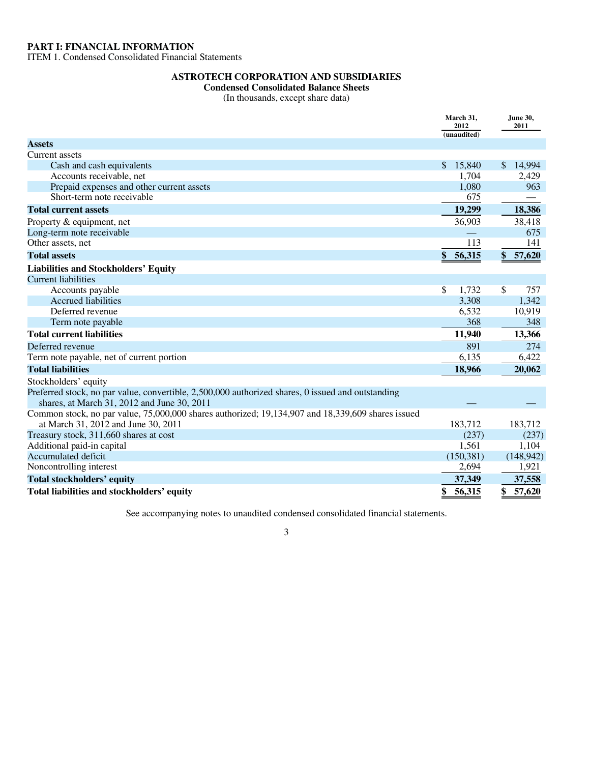**PART I: FINANCIAL INFORMATION**
ITEM 1. Condensed Consolidated Financial Statements

# ASTROTECH CORPORATION AND SUBSIDIARIES

## Condensed Consolidated Balance Sheets

(In thousands, except share data)

| | March 31, 2012 (unaudited) | June 30, 2011 |
|---|---|---|
| **Assets** | | |
| Current assets | | |
| Cash and cash equivalents | $ 15,840 | $ 14,994 |
| Accounts receivable, net | 1,704 | 2,429 |
| Prepaid expenses and other current assets | 1,080 | 963 |
| Short-term note receivable | 675 | — |
| **Total current assets** | **19,299** | **18,386** |
| Property & equipment, net | 36,903 | 38,418 |
| Long-term note receivable | — | 675 |
| Other assets, net | 113 | 141 |
| **Total assets** | **$ 56,315** | **$ 57,620** |
| **Liabilities and Stockholders' Equity** | | |
| Current liabilities | | |
| Accounts payable | $ 1,732 | $ 757 |
| Accrued liabilities | 3,308 | 1,342 |
| Deferred revenue | 6,532 | 10,919 |
| Term note payable | 368 | 348 |
| **Total current liabilities** | **11,940** | **13,366** |
| Deferred revenue | 891 | 274 |
| Term note payable, net of current portion | 6,135 | 6,422 |
| **Total liabilities** | **18,966** | **20,062** |
| Stockholders' equity | | |
| Preferred stock, no par value, convertible, 2,500,000 authorized shares, 0 issued and outstanding shares, at March 31, 2012 and June 30, 2011 | — | — |
| Common stock, no par value, 75,000,000 shares authorized; 19,134,907 and 18,339,609 shares issued at March 31, 2012 and June 30, 2011 | 183,712 | 183,712 |
| Treasury stock, 311,660 shares at cost | (237) | (237) |
| Additional paid-in capital | 1,561 | 1,104 |
| Accumulated deficit | (150,381) | (148,942) |
| Noncontrolling interest | 2,694 | 1,921 |
| **Total stockholders' equity** | **37,349** | **37,558** |
| **Total liabilities and stockholders' equity** | **$ 56,315** | **$ 57,620** |

See accompanying notes to unaudited condensed consolidated financial statements.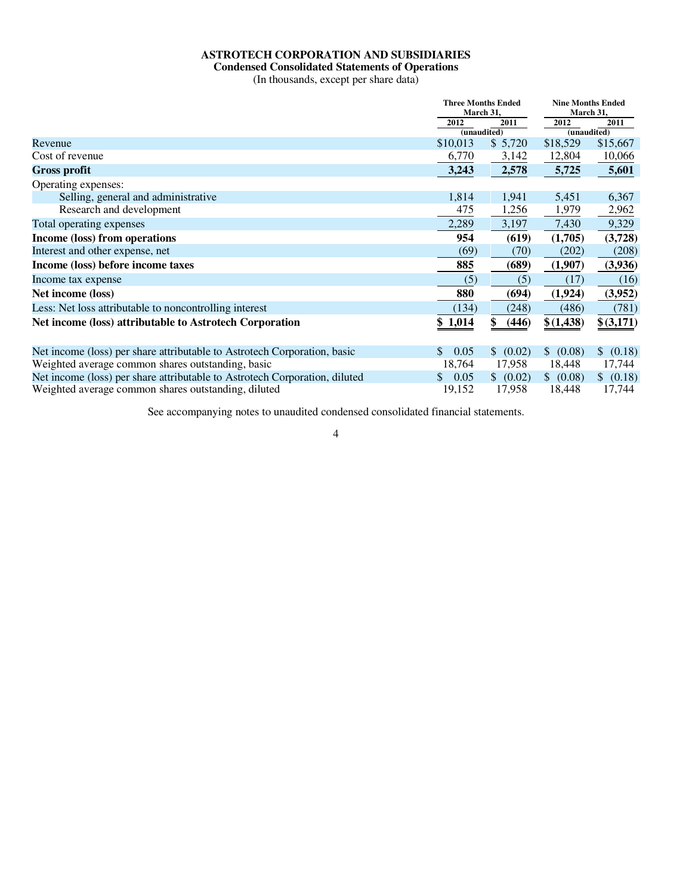# ASTROTECH CORPORATION AND SUBSIDIARIES

## Condensed Consolidated Statements of Operations

(In thousands, except per share data)

| | Three Months Ended March 31, | | Nine Months Ended March 31, | |
|---|---|---|---|---|
| | 2012 | 2011 | 2012 | 2011 |
| | (unaudited) | | (unaudited) | |
| Revenue | $10,013 | $ 5,720 | $18,529 | $15,667 |
| Cost of revenue | 6,770 | 3,142 | 12,804 | 10,066 |
| **Gross profit** | **3,243** | **2,578** | **5,725** | **5,601** |
| Operating expenses: | | | | |
| Selling, general and administrative | 1,814 | 1,941 | 5,451 | 6,367 |
| Research and development | 475 | 1,256 | 1,979 | 2,962 |
| Total operating expenses | 2,289 | 3,197 | 7,430 | 9,329 |
| **Income (loss) from operations** | **954** | **(619)** | **(1,705)** | **(3,728)** |
| Interest and other expense, net | (69) | (70) | (202) | (208) |
| **Income (loss) before income taxes** | **885** | **(689)** | **(1,907)** | **(3,936)** |
| Income tax expense | (5) | (5) | (17) | (16) |
| **Net income (loss)** | **880** | **(694)** | **(1,924)** | **(3,952)** |
| Less: Net loss attributable to noncontrolling interest | (134) | (248) | (486) | (781) |
| **Net income (loss) attributable to Astrotech Corporation** | **$ 1,014** | **$ (446)** | **$(1,438)** | **$(3,171)** |
| Net income (loss) per share attributable to Astrotech Corporation, basic | $ 0.05 | $ (0.02) | $ (0.08) | $ (0.18) |
| Weighted average common shares outstanding, basic | 18,764 | 17,958 | 18,448 | 17,744 |
| Net income (loss) per share attributable to Astrotech Corporation, diluted | $ 0.05 | $ (0.02) | $ (0.08) | $ (0.18) |
| Weighted average common shares outstanding, diluted | 19,152 | 17,958 | 18,448 | 17,744 |

See accompanying notes to unaudited condensed consolidated financial statements.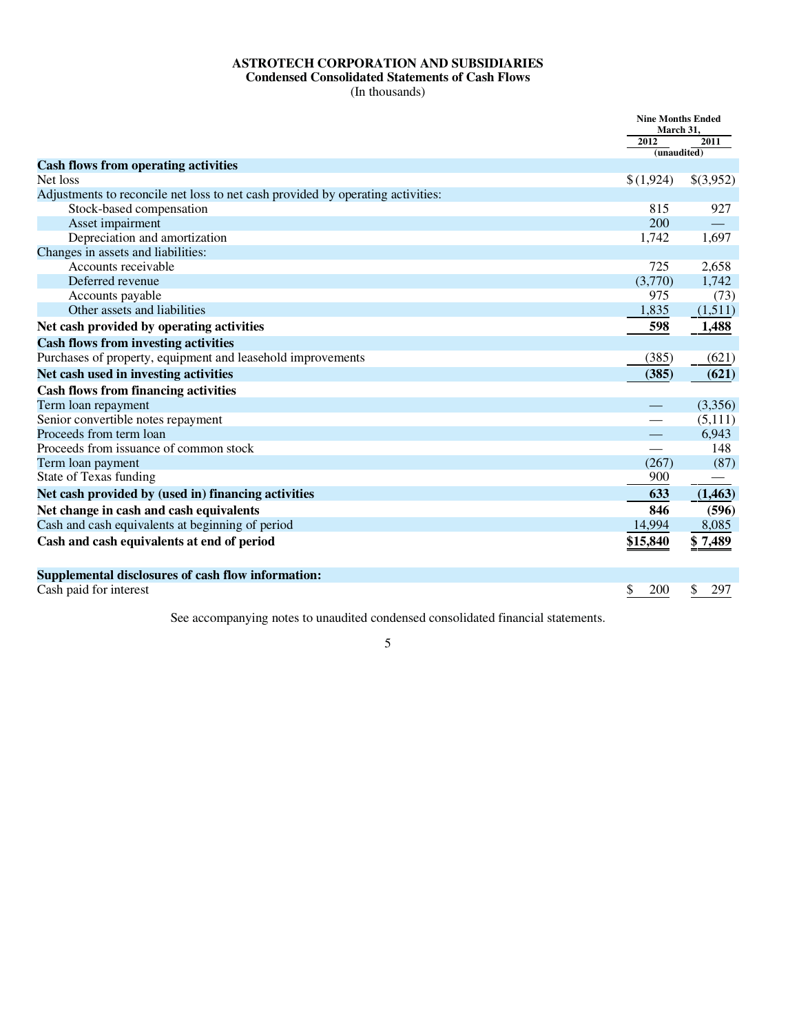**ASTROTECH CORPORATION AND SUBSIDIARIES**
**Condensed Consolidated Statements of Cash Flows**
(In thousands)

| | Nine Months Ended March 31, 2012 | Nine Months Ended March 31, 2011 |
|---|---|---|
| | (unaudited) | |
| **Cash flows from operating activities** | | |
| Net loss | $ (1,924) | $(3,952) |
| Adjustments to reconcile net loss to net cash provided by operating activities: | | |
| Stock-based compensation | 815 | 927 |
| Asset impairment | 200 | — |
| Depreciation and amortization | 1,742 | 1,697 |
| Changes in assets and liabilities: | | |
| Accounts receivable | 725 | 2,658 |
| Deferred revenue | (3,770) | 1,742 |
| Accounts payable | 975 | (73) |
| Other assets and liabilities | 1,835 | (1,511) |
| **Net cash provided by operating activities** | **598** | **1,488** |
| **Cash flows from investing activities** | | |
| Purchases of property, equipment and leasehold improvements | (385) | (621) |
| **Net cash used in investing activities** | **(385)** | **(621)** |
| **Cash flows from financing activities** | | |
| Term loan repayment | — | (3,356) |
| Senior convertible notes repayment | — | (5,111) |
| Proceeds from term loan | — | 6,943 |
| Proceeds from issuance of common stock | — | 148 |
| Term loan payment | (267) | (87) |
| State of Texas funding | 900 | — |
| **Net cash provided by (used in) financing activities** | **633** | **(1,463)** |
| **Net change in cash and cash equivalents** | **846** | **(596)** |
| Cash and cash equivalents at beginning of period | 14,994 | 8,085 |
| **Cash and cash equivalents at end of period** | **$15,840** | **$ 7,489** |
| **Supplemental disclosures of cash flow information:** | | |
| Cash paid for interest | $ 200 | $ 297 |

See accompanying notes to unaudited condensed consolidated financial statements.